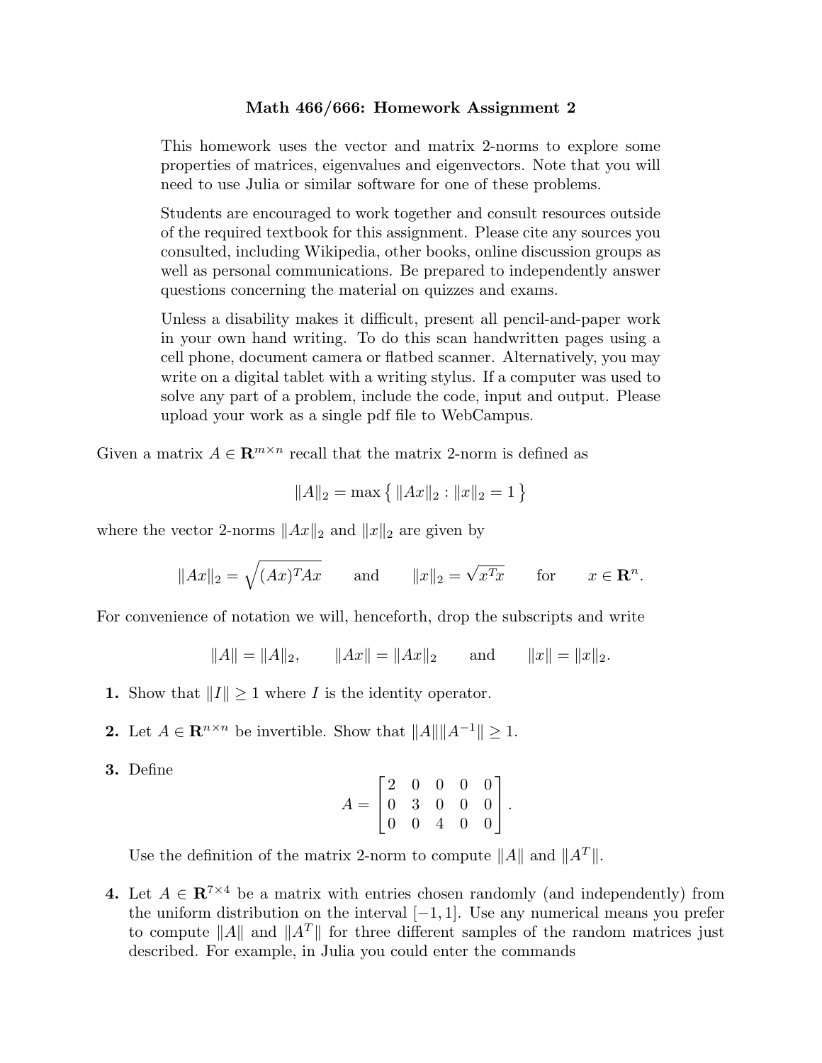# Math 466/666: Homework Assignment 2

This homework uses the vector and matrix 2-norms to explore some properties of matrices, eigenvalues and eigenvectors. Note that you will need to use Julia or similar software for one of these problems.

Students are encouraged to work together and consult resources outside of the required textbook for this assignment. Please cite any sources you consulted, including Wikipedia, other books, online discussion groups as well as personal communications. Be prepared to independently answer questions concerning the material on quizzes and exams.

Unless a disability makes it difficult, present all pencil-and-paper work in your own hand writing. To do this scan handwritten pages using a cell phone, document camera or flatbed scanner. Alternatively, you may write on a digital tablet with a writing stylus. If a computer was used to solve any part of a problem, include the code, input and output. Please upload your work as a single pdf file to WebCampus.

Given a matrix $A \in \mathbf{R}^{m \times n}$ recall that the matrix 2-norm is defined as

$$\|A\|_2 = \max\{\, \|Ax\|_2 : \|x\|_2 = 1\,\}$$

where the vector 2-norms $\|Ax\|_2$ and $\|x\|_2$ are given by

$$\|Ax\|_2 = \sqrt{(Ax)^T Ax} \qquad \text{and} \qquad \|x\|_2 = \sqrt{x^T x} \qquad \text{for} \qquad x \in \mathbf{R}^n.$$

For convenience of notation we will, henceforth, drop the subscripts and write

$$\|A\| = \|A\|_2, \qquad \|Ax\| = \|Ax\|_2 \qquad \text{and} \qquad \|x\| = \|x\|_2.$$

**1.** Show that $\|I\| \geq 1$ where $I$ is the identity operator.

**2.** Let $A \in \mathbf{R}^{n \times n}$ be invertible. Show that $\|A\|\|A^{-1}\| \geq 1$.

**3.** Define

$$A = \begin{bmatrix} 2 & 0 & 0 & 0 & 0 \\ 0 & 3 & 0 & 0 & 0 \\ 0 & 0 & 4 & 0 & 0 \end{bmatrix}.$$

Use the definition of the matrix 2-norm to compute $\|A\|$ and $\|A^T\|$.

**4.** Let $A \in \mathbf{R}^{7 \times 4}$ be a matrix with entries chosen randomly (and independently) from the uniform distribution on the interval $[-1, 1]$. Use any numerical means you prefer to compute $\|A\|$ and $\|A^T\|$ for three different samples of the random matrices just described. For example, in Julia you could enter the commands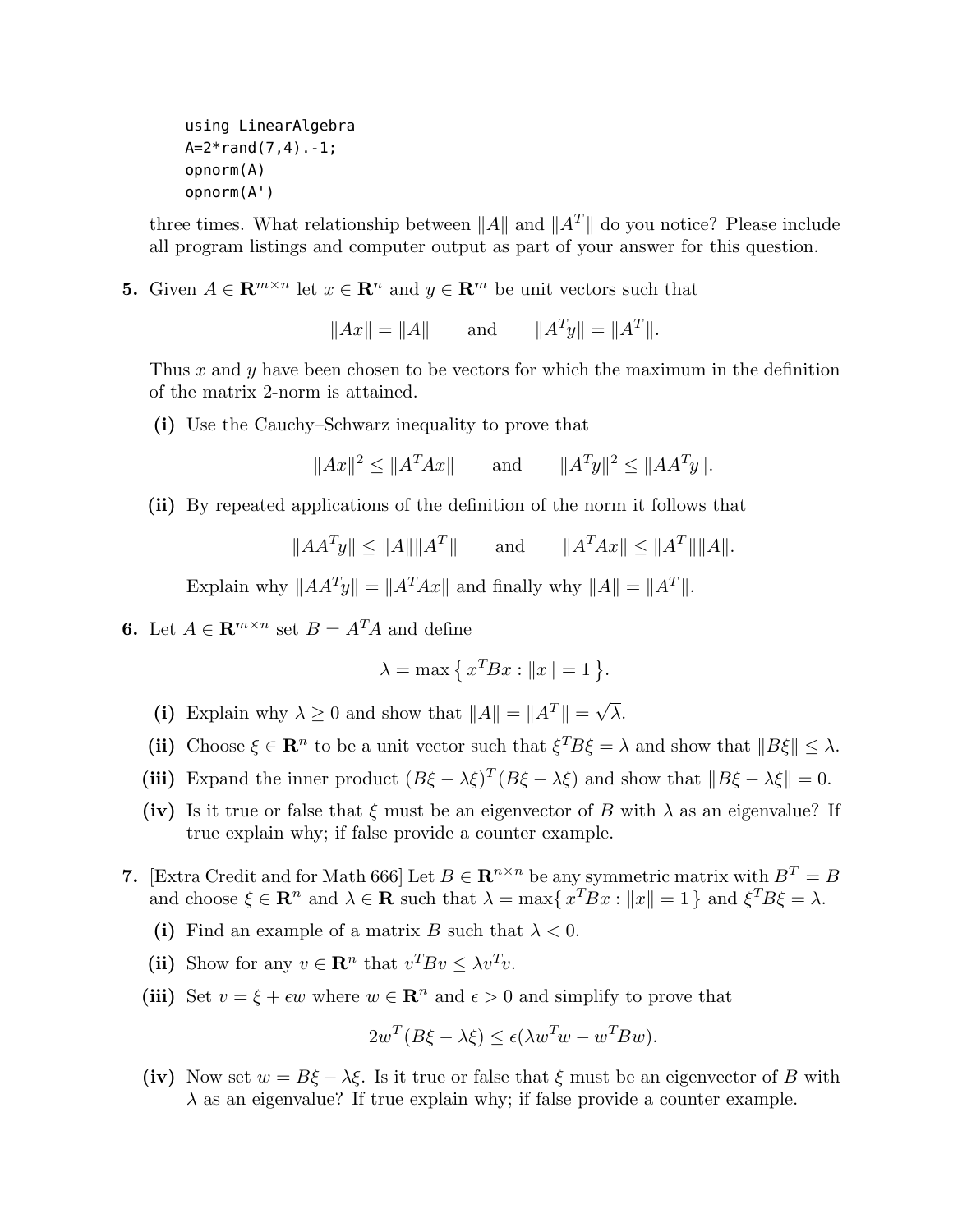```
using LinearAlgebra
A=2*rand(7,4).-1;
opnorm(A)
opnorm(A')
```

three times. What relationship between $\|A\|$ and $\|A^T\|$ do you notice? Please include all program listings and computer output as part of your answer for this question.

**5.** Given $A \in \mathbf{R}^{m\times n}$ let $x \in \mathbf{R}^n$ and $y \in \mathbf{R}^m$ be unit vectors such that

$$\|Ax\| = \|A\| \qquad \text{and} \qquad \|A^T y\| = \|A^T\|.$$

Thus $x$ and $y$ have been chosen to be vectors for which the maximum in the definition of the matrix 2-norm is attained.

**(i)** Use the Cauchy–Schwarz inequality to prove that

$$\|Ax\|^2 \le \|A^T Ax\| \qquad \text{and} \qquad \|A^T y\|^2 \le \|AA^T y\|.$$

**(ii)** By repeated applications of the definition of the norm it follows that

$$\|AA^T y\| \le \|A\|\|A^T\| \qquad \text{and} \qquad \|A^T Ax\| \le \|A^T\|\|A\|.$$

Explain why $\|AA^T y\| = \|A^T Ax\|$ and finally why $\|A\| = \|A^T\|$.

**6.** Let $A \in \mathbf{R}^{m\times n}$ set $B = A^T A$ and define

$$\lambda = \max\{\, x^T Bx : \|x\| = 1 \,\}.$$

**(i)** Explain why $\lambda \ge 0$ and show that $\|A\| = \|A^T\| = \sqrt{\lambda}$.

**(ii)** Choose $\xi \in \mathbf{R}^n$ to be a unit vector such that $\xi^T B\xi = \lambda$ and show that $\|B\xi\| \le \lambda$.

**(iii)** Expand the inner product $(B\xi - \lambda\xi)^T(B\xi - \lambda\xi)$ and show that $\|B\xi - \lambda\xi\| = 0$.

**(iv)** Is it true or false that $\xi$ must be an eigenvector of $B$ with $\lambda$ as an eigenvalue? If true explain why; if false provide a counter example.

**7.** [Extra Credit and for Math 666] Let $B \in \mathbf{R}^{n\times n}$ be any symmetric matrix with $B^T = B$ and choose $\xi \in \mathbf{R}^n$ and $\lambda \in \mathbf{R}$ such that $\lambda = \max\{\, x^T Bx : \|x\| = 1 \,\}$ and $\xi^T B\xi = \lambda$.

**(i)** Find an example of a matrix $B$ such that $\lambda < 0$.

**(ii)** Show for any $v \in \mathbf{R}^n$ that $v^T Bv \le \lambda v^T v$.

**(iii)** Set $v = \xi + \epsilon w$ where $w \in \mathbf{R}^n$ and $\epsilon > 0$ and simplify to prove that

$$2w^T(B\xi - \lambda\xi) \le \epsilon(\lambda w^T w - w^T Bw).$$

**(iv)** Now set $w = B\xi - \lambda\xi$. Is it true or false that $\xi$ must be an eigenvector of $B$ with $\lambda$ as an eigenvalue? If true explain why; if false provide a counter example.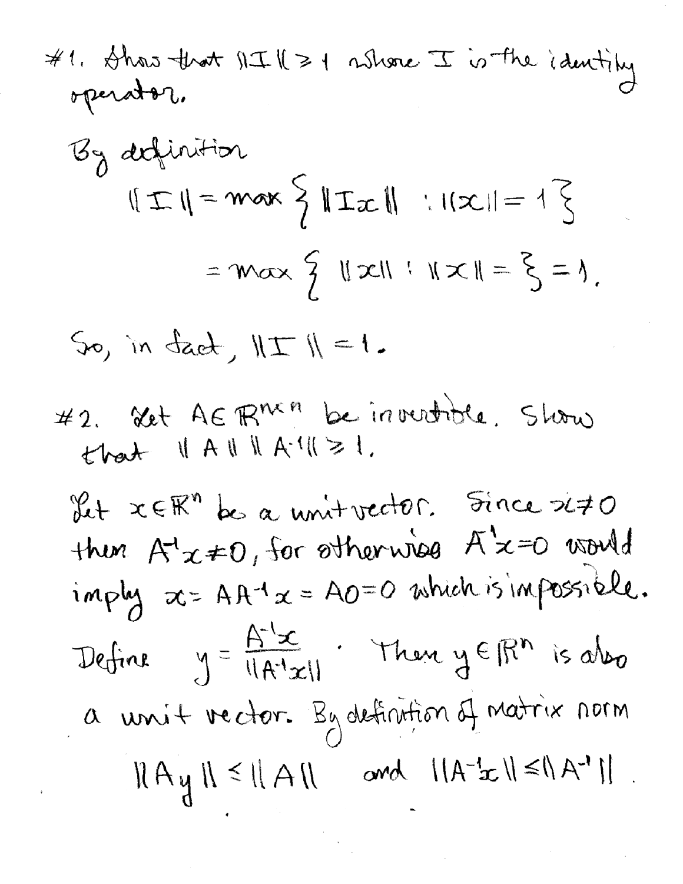#1. Show that $\|I\| \geq 1$ where $I$ is the identity operator.

By definition

$$\|I\| = \max \{ \|Ix\| : \|x\| = 1 \}$$

$$= \max \{ \|x\| : \|x\| = \} = 1.$$

So, in fact, $\|I\| = 1$.

#2. Let $A \in \mathbb{R}^{n \times n}$ be invertible. Show that $\|A\| \|A^{-1}\| \geq 1$.

Let $x \in \mathbb{R}^n$ be a unit vector. Since $x \neq 0$ then $A^{-1}x \neq 0$, for otherwise $A^{-1}x = 0$ would imply $x = AA^{-1}x = A0 = 0$ which is impossible.

Define $y = \dfrac{A^{-1}x}{\|A^{-1}x\|}$. Then $y \in \mathbb{R}^n$ is also a unit vector. By definition of matrix norm

$$\|Ay\| \leq \|A\| \quad \text{and} \quad \|A^{-1}x\| \leq \|A^{-1}\|.$$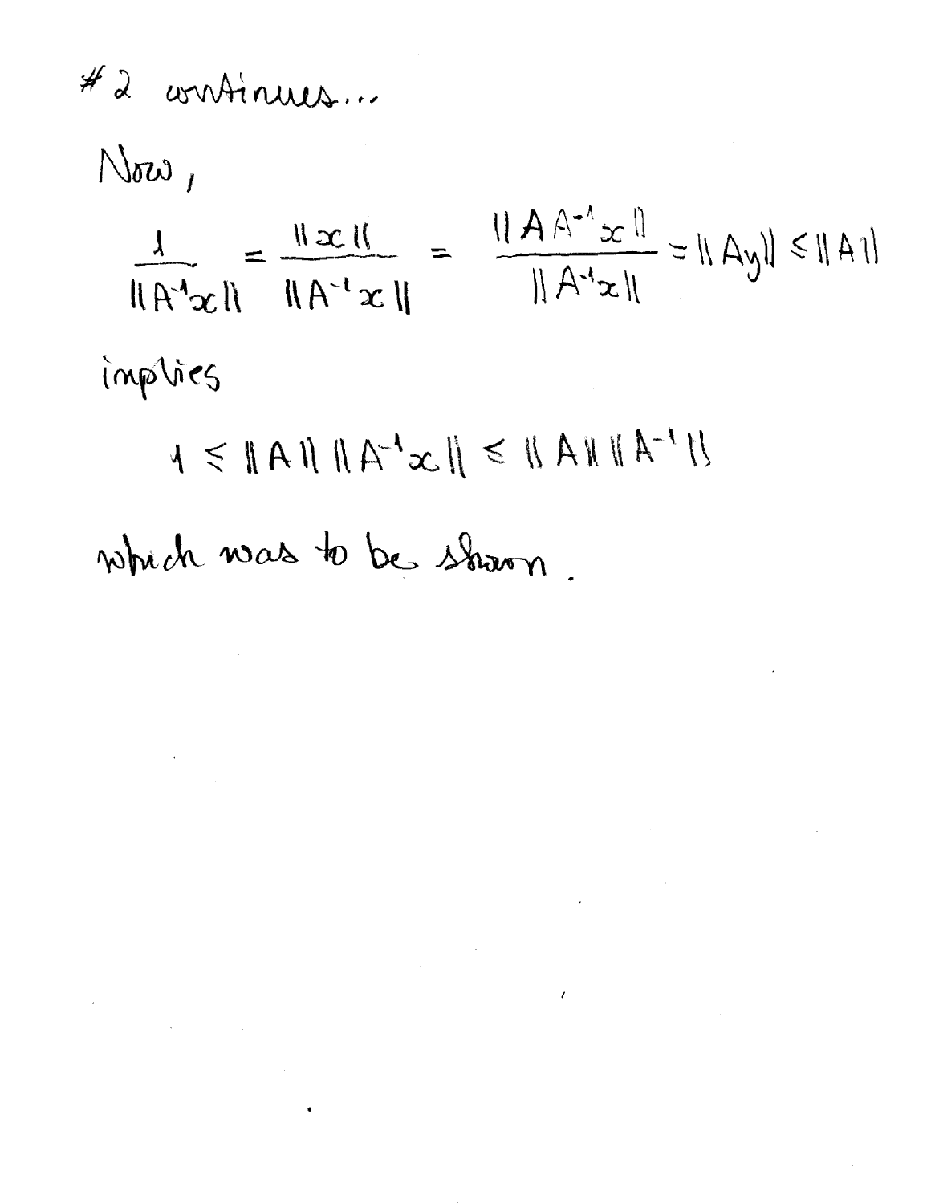#2 continues...

Now,

$$\frac{1}{\|A^{-1}x\|} = \frac{\|x\|}{\|A^{-1}x\|} = \frac{\|AA^{-1}x\|}{\|A^{-1}x\|} = \|Ay\| \leq \|A\|$$

implies

$$1 \leq \|A\| \, \|A^{-1}x\| \leq \|A\| \, \|A^{-1}\|$$

which was to be shown.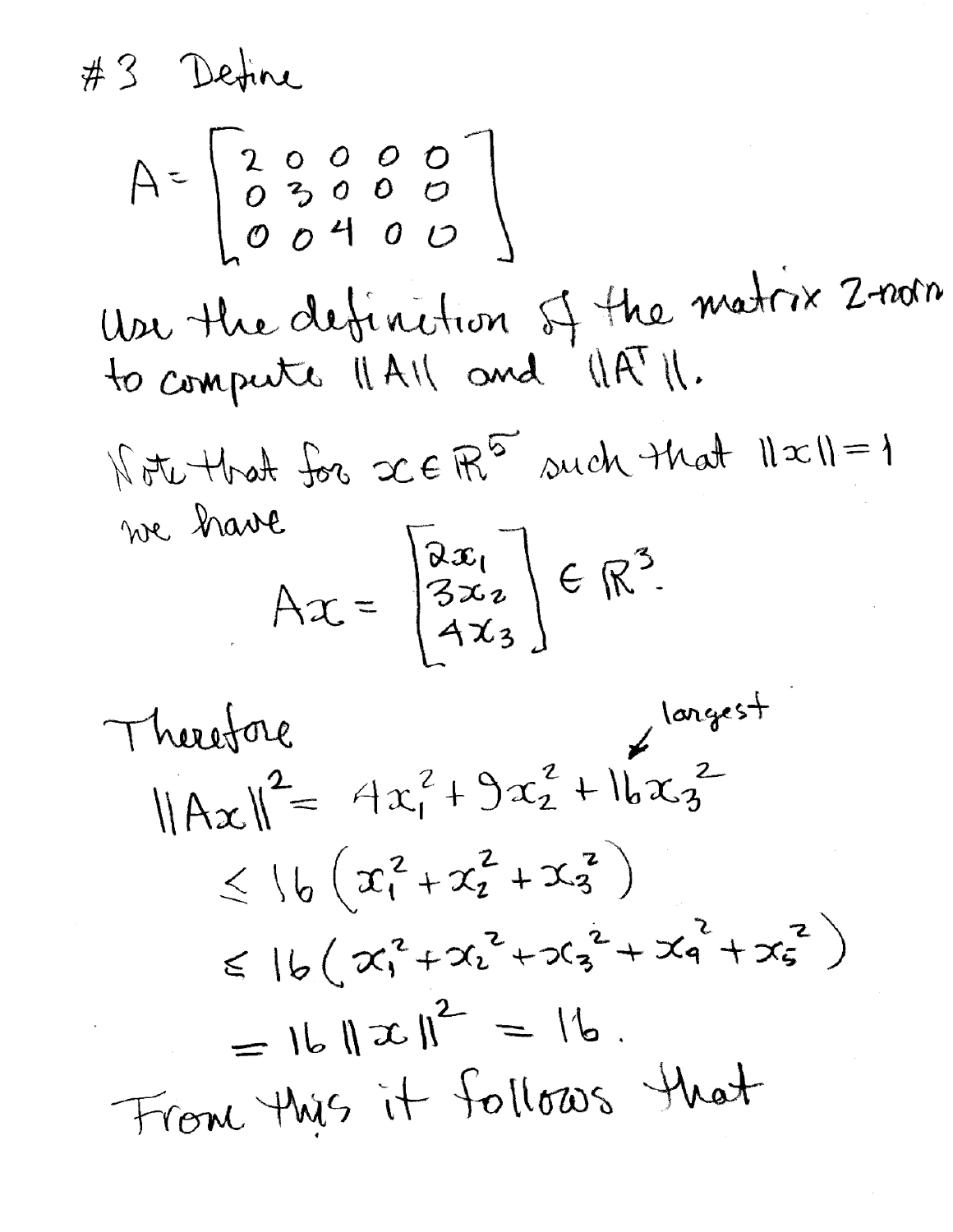#3 Define

$$A = \begin{bmatrix} 2 & 0 & 0 & 0 & 0 \\ 0 & 3 & 0 & 0 & 0 \\ 0 & 0 & 4 & 0 & 0 \end{bmatrix}$$

Use the definition of the matrix 2-norm to compute $\|A\|$ and $\|A^T\|$.

Note that for $x \in \mathbb{R}^5$ such that $\|x\| = 1$ we have

$$Ax = \begin{bmatrix} 2x_1 \\ 3x_2 \\ 4x_3 \end{bmatrix} \in \mathbb{R}^3.$$

Therefore (largest)

$$\begin{aligned}
\|Ax\|^2 &= 4x_1^2 + 9x_2^2 + 16x_3^2 \\
&\leq 16\left(x_1^2 + x_2^2 + x_3^2\right) \\
&\leq 16\left(x_1^2 + x_2^2 + x_3^2 + x_4^2 + x_5^2\right) \\
&= 16\|x\|^2 = 16.
\end{aligned}$$

From this it follows that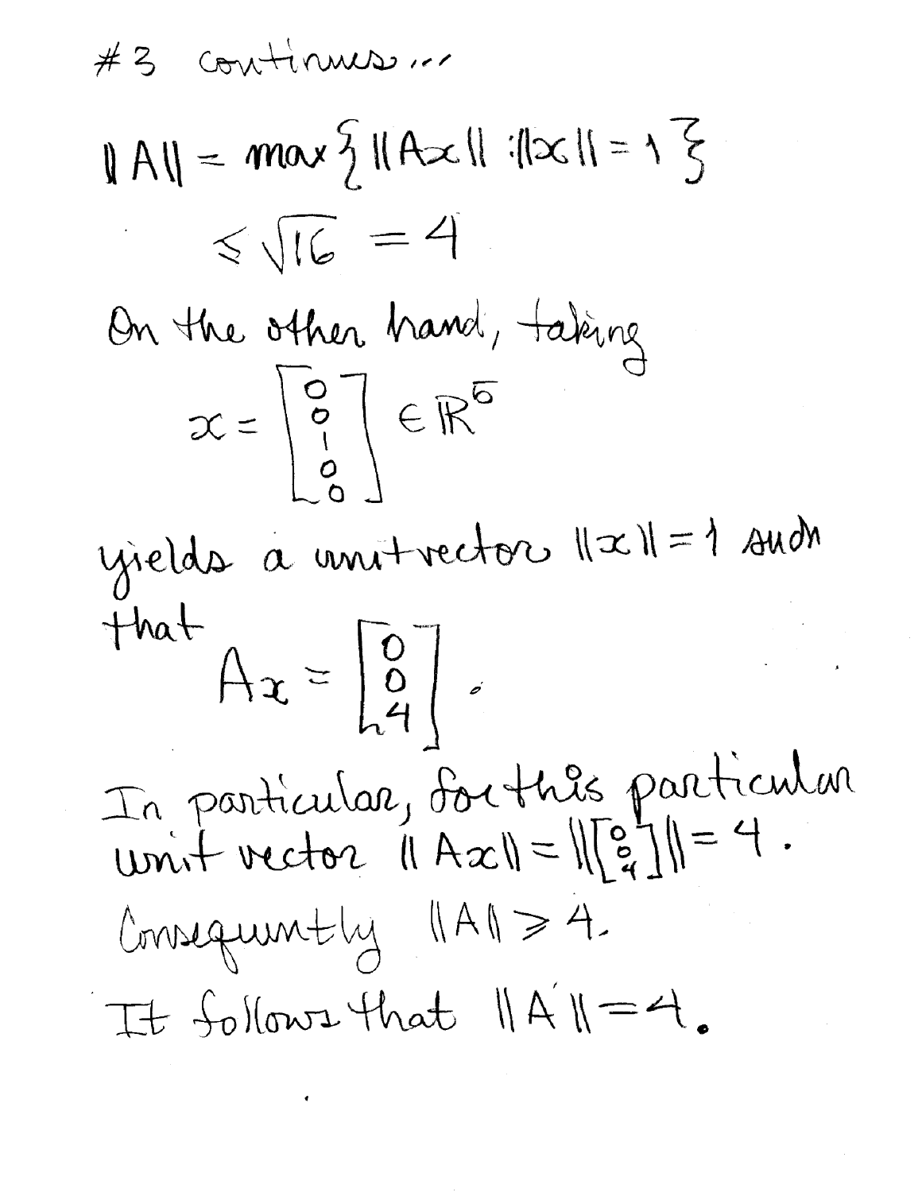#3 continues...

$$\|A\| = \max\{\|Ax\| : \|x\| = 1\}$$

$$\leq \sqrt{16} = 4$$

On the other hand, taking

$$x = \begin{bmatrix} 0 \\ 0 \\ 1 \\ 0 \\ 0 \end{bmatrix} \in \mathbb{R}^5$$

yields a unit vector $\|x\| = 1$ such that

$$Ax = \begin{bmatrix} 0 \\ 0 \\ 4 \end{bmatrix}.$$

In particular, for this particular unit vector $\|Ax\| = \left\|\begin{bmatrix} 0 \\ 0 \\ 4 \end{bmatrix}\right\| = 4$.

Consequently $\|A\| \geq 4$.

It follows that $\|A\| = 4$.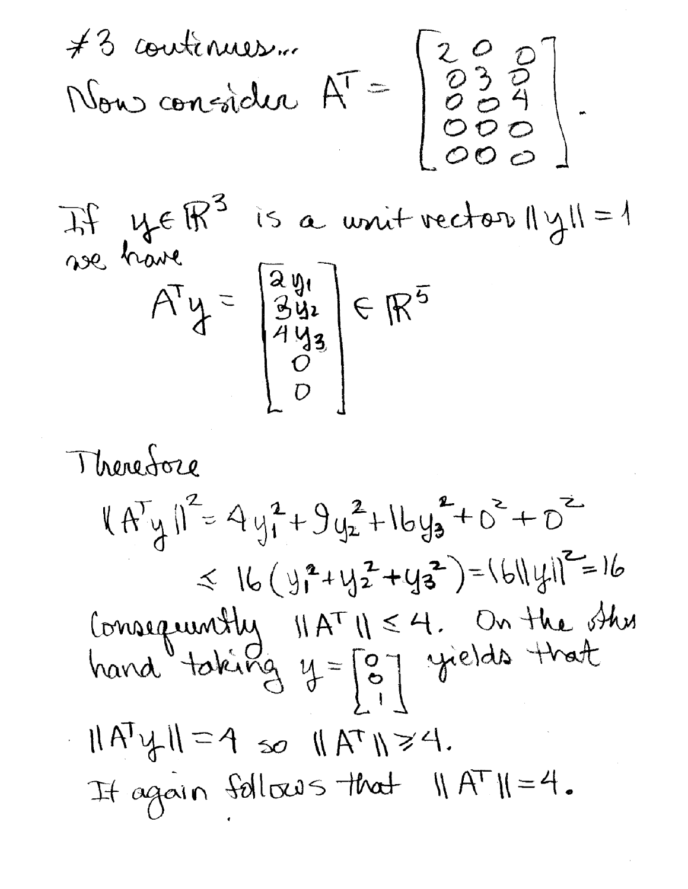#3 continues...

Now consider $A^T = \begin{bmatrix} 2 & 0 & 0 \\ 0 & 3 & 0 \\ 0 & 0 & 4 \\ 0 & 0 & 0 \\ 0 & 0 & 0 \end{bmatrix}$.

If $y \in \mathbb{R}^3$ is a unit vector $\|y\| = 1$ we have

$$A^T y = \begin{bmatrix} 2y_1 \\ 3y_2 \\ 4y_3 \\ 0 \\ 0 \end{bmatrix} \in \mathbb{R}^5$$

Therefore

$$\|A^T y\|^2 = 4y_1^2 + 9y_2^2 + 16y_3^2 + 0^2 + 0^2$$
$$\leq 16(y_1^2 + y_2^2 + y_3^2) = 16\|y\|^2 = 16$$

Consequently $\|A^T\| \leq 4$. On the other hand taking $y = \begin{bmatrix} 0 \\ 0 \\ 1 \end{bmatrix}$ yields that

$\|A^T y\| = 4$ so $\|A^T\| \geq 4$.

It again follows that $\|A^T\| = 4$.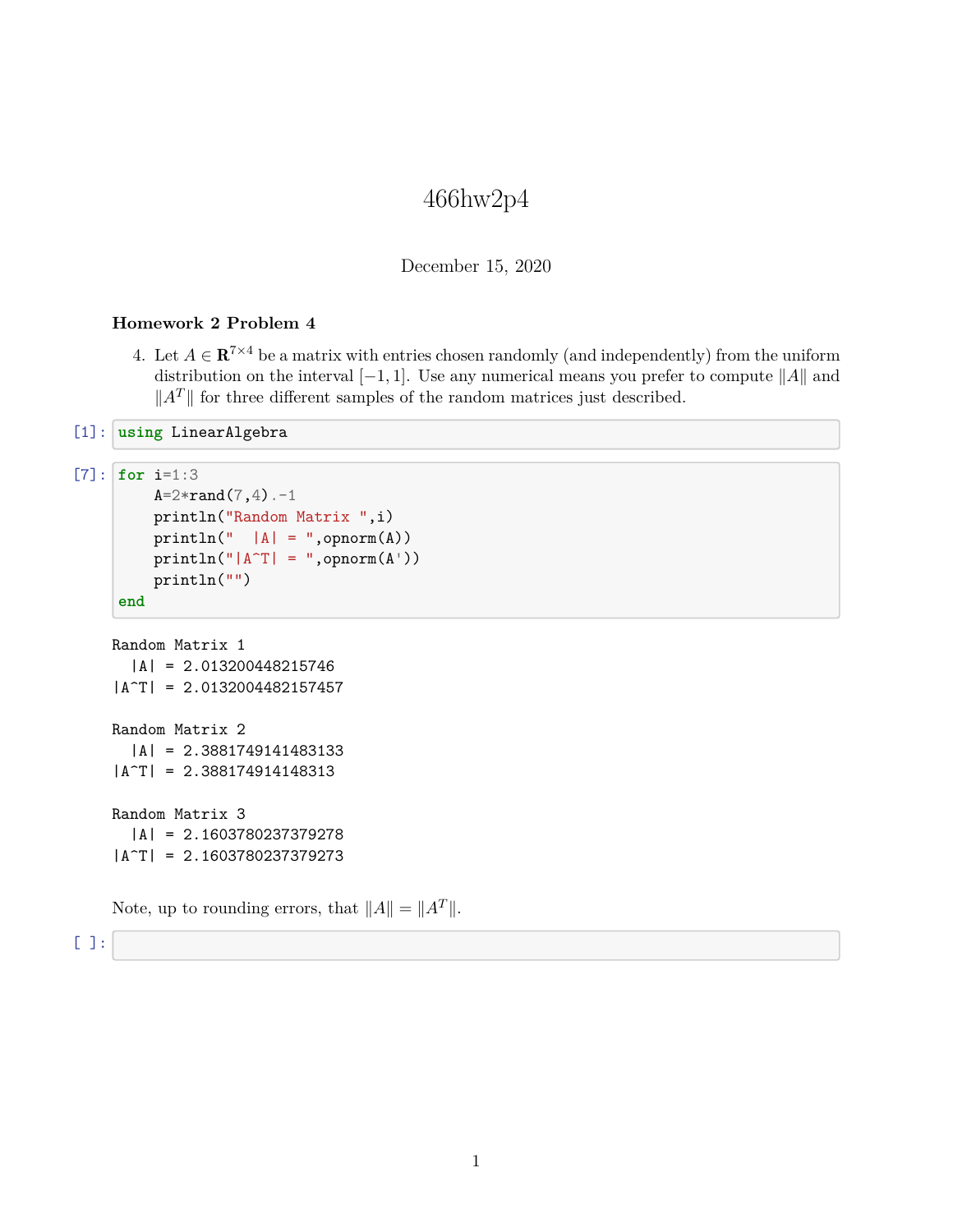# 466hw2p4

December 15, 2020

### Homework 2 Problem 4

4. Let $A \in \mathbf{R}^{7\times 4}$ be a matrix with entries chosen randomly (and independently) from the uniform distribution on the interval $[-1, 1]$. Use any numerical means you prefer to compute $\|A\|$ and $\|A^T\|$ for three different samples of the random matrices just described.

[1]:
```
using LinearAlgebra
```

[7]:
```
for i=1:3
    A=2*rand(7,4).-1
    println("Random Matrix ",i)
    println("  |A| = ",opnorm(A))
    println("|A^T| = ",opnorm(A'))
    println("")
end
```

```
Random Matrix 1
  |A| = 2.013200448215746
|A^T| = 2.0132004482157457

Random Matrix 2
  |A| = 2.3881749141483133
|A^T| = 2.388174914148313

Random Matrix 3
  |A| = 2.1603780237379278
|A^T| = 2.1603780237379273
```

Note, up to rounding errors, that $\|A\| = \|A^T\|$.

[ ]:
```

```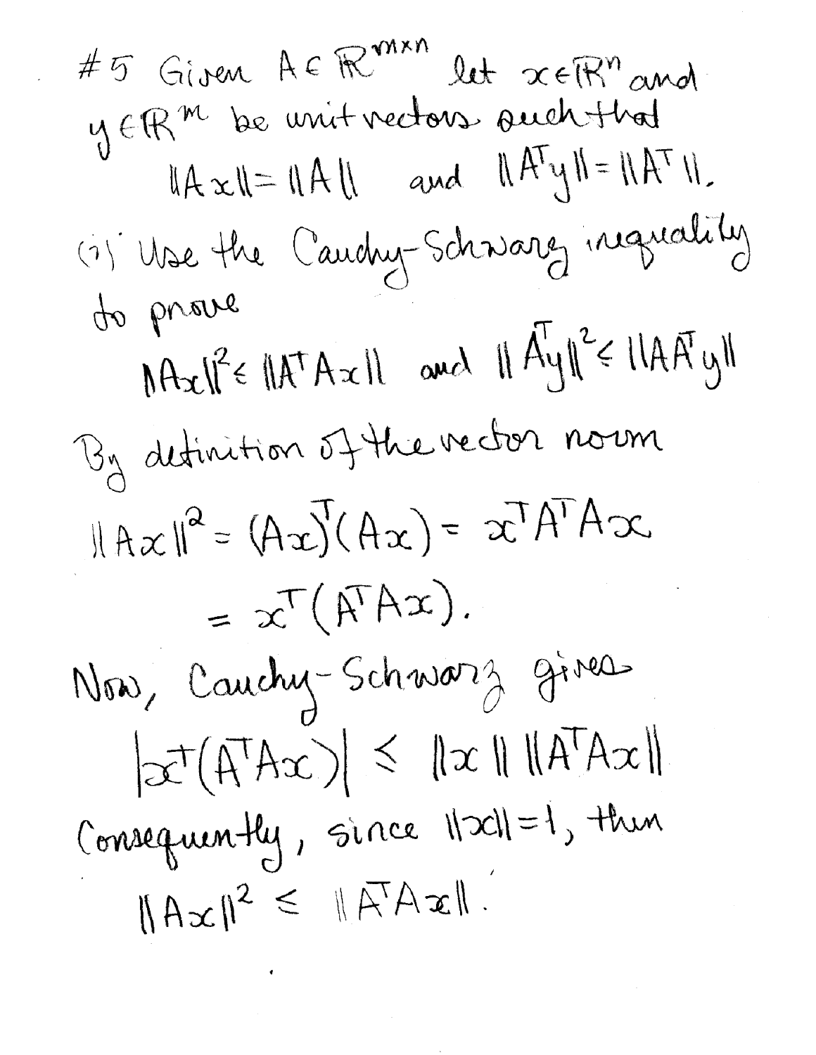#5 Given $A \in \mathbb{R}^{m \times n}$ let $x \in \mathbb{R}^n$ and $y \in \mathbb{R}^m$ be unit vectors such that

$$\|Ax\| = \|A\| \quad \text{and} \quad \|A^T y\| = \|A^T\|.$$

(i) Use the Cauchy-Schwarz inequality to prove

$$\|Ax\|^2 \leq \|A^T A x\| \quad \text{and} \quad \|A^T y\|^2 \leq \|A A^T y\|$$

By definition of the vector norm

$$\|Ax\|^2 = (Ax)^T (Ax) = x^T A^T A x$$

$$= x^T (A^T A x).$$

Now, Cauchy-Schwarz gives

$$|x^T (A^T A x)| \leq \|x\| \, \|A^T A x\|$$

Consequently, since $\|x\| = 1$, then

$$\|Ax\|^2 \leq \|A^T A x\|.$$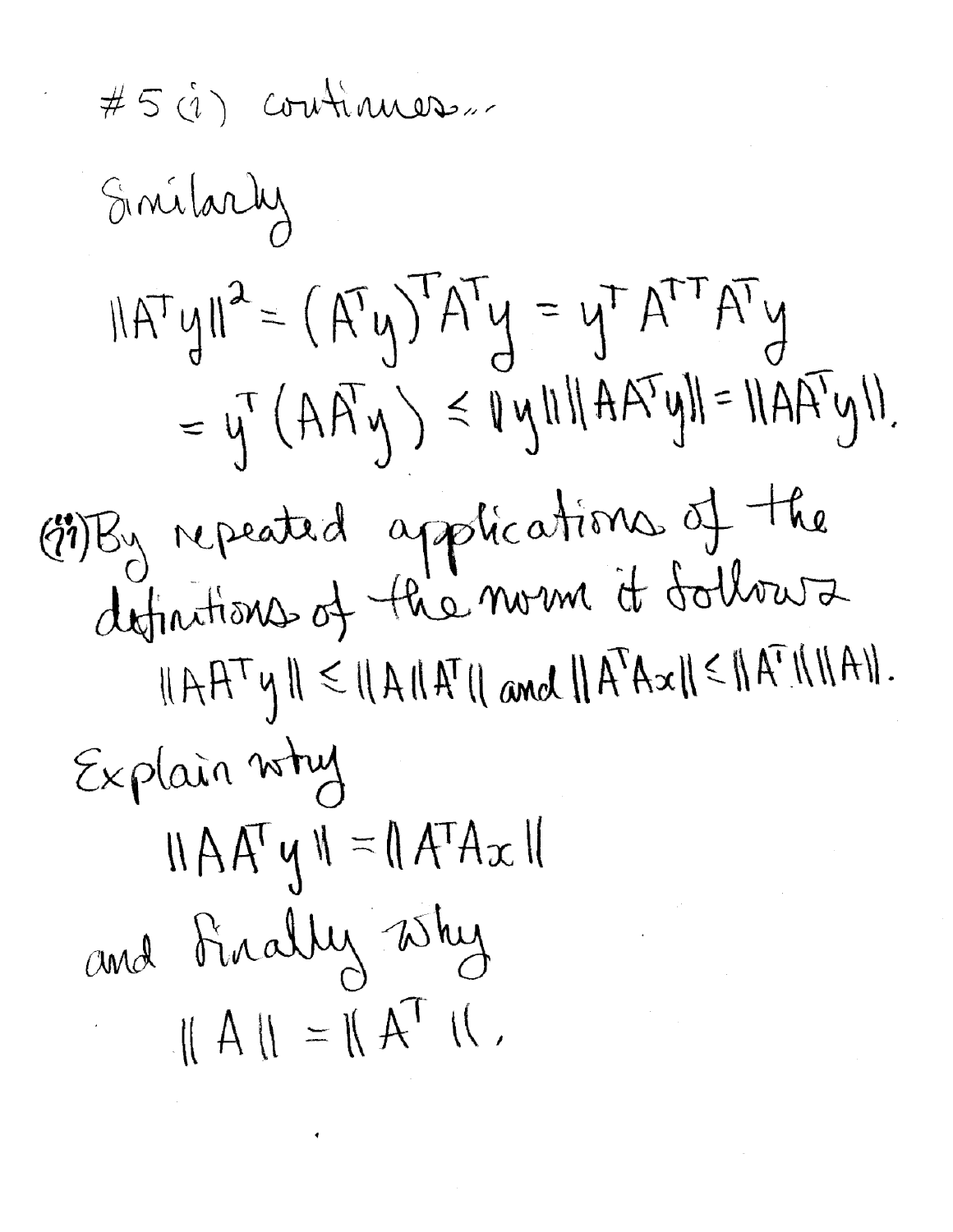#5 (i) continues...

Similarly

$$\|A^T y\|^2 = (A^T y)^T A^T y = y^T A^{TT} A^T y$$
$$= y^T (A A^T y) \leq \|y\| \|A A^T y\| = \|A A^T y\|.$$

(ii) By repeated applications of the definitions of the norm it follows

$$\|A A^T y\| \leq \|A\| \|A^T\| \text{ and } \|A^T A x\| \leq \|A^T\| \|A\|.$$

Explain why

$$\|A A^T y\| = \|A^T A x\|$$

and finally why

$$\|A\| = \|A^T\|.$$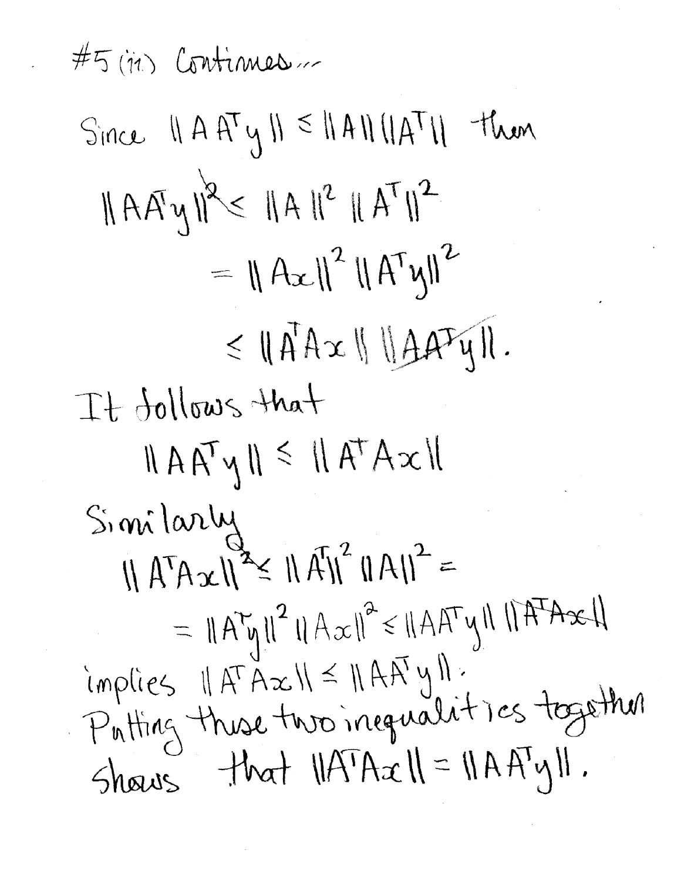#5 (ii) Continues...

Since $\|AA^Ty\| \leq \|A\|\|A^T\|$ then

$$\|AA^Ty\|^2 \leq \|A\|^2 \|A^T\|^2$$

$$= \|Ax\|^2 \|A^Ty\|^2$$

$$\leq \|A^TAx\| \, \|AA^Ty\|.$$

It follows that

$$\|AA^Ty\| \leq \|A^TAx\|$$

Similarly

$$\|A^TAx\|^2 \leq \|A^T\|^2 \|A\|^2 =$$

$$= \|A^Ty\|^2 \|Ax\|^2 \leq \|AA^Ty\| \, \|A^TAx\|$$

implies $\|A^TAx\| \leq \|AA^Ty\|$.

Putting these two inequalities together shows that $\|A^TAx\| = \|AA^Ty\|$.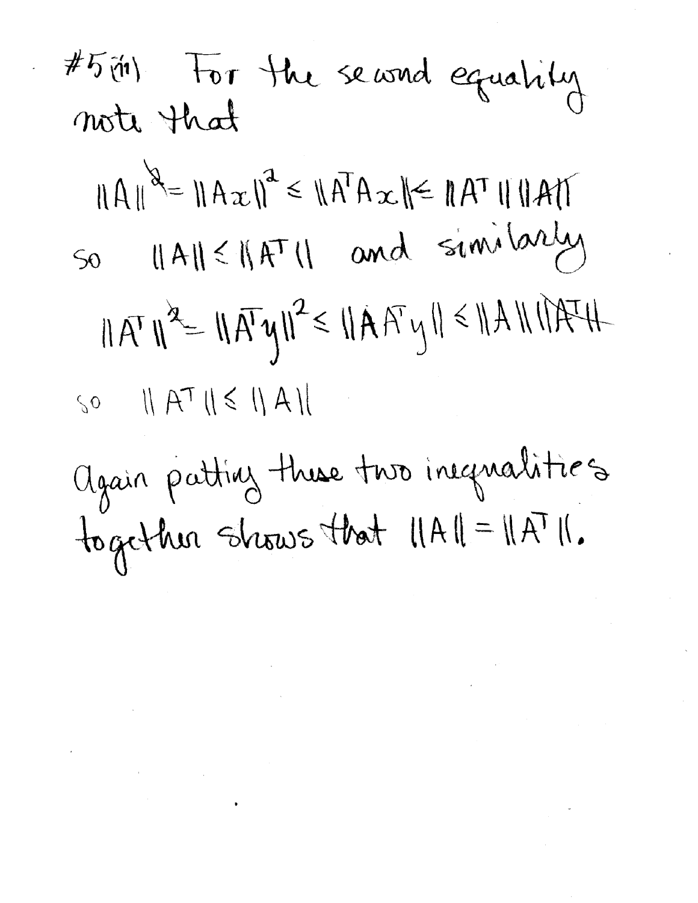#5 (ii) For the second equality note that

$$\|A\|^2 = \|Ax\|^2 \leq \|A^TAx\| \leq \|A^T\|\,\|A\|$$

so $\|A\| \leq \|A^T\|$ and similarly

$$\|A^T\|^2 = \|A^Ty\|^2 \leq \|AA^Ty\| \leq \|A\|\,\|A^T\|$$

so $\|A^T\| \leq \|A\|$

Again putting these two inequalities together shows that $\|A\| = \|A^T\|$.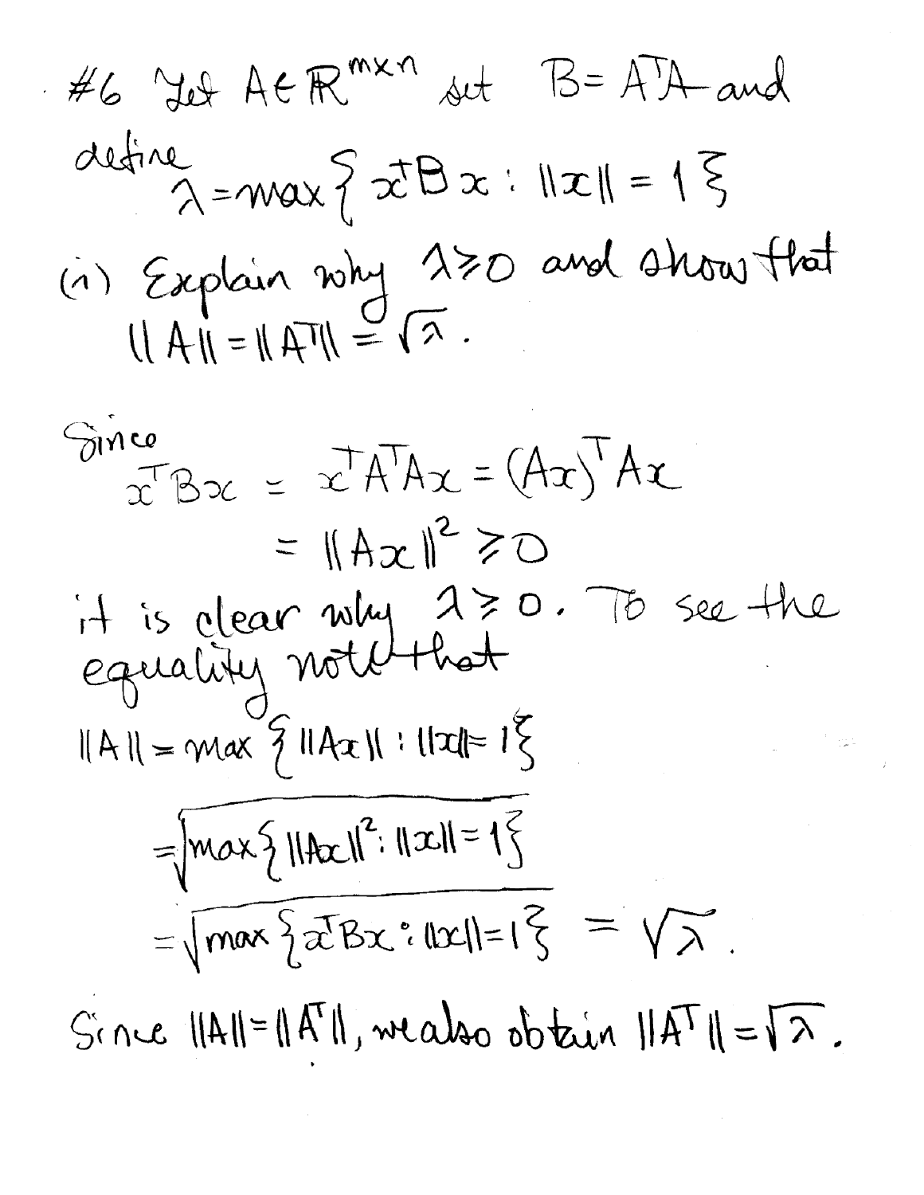#6 Let $A \in \mathbb{R}^{m \times n}$ set $B = A^T A$ and define

$$\lambda = \max\{x^T B x : \|x\| = 1\}$$

(i) Explain why $\lambda \geq 0$ and show that $\|A\| = \|A^T\| = \sqrt{\lambda}$.

Since

$$x^T B x = x^T A^T A x = (Ax)^T A x = \|Ax\|^2 \geq 0$$

it is clear why $\lambda \geq 0$. To see the equality note that

$$\|A\| = \max\{\|Ax\| : \|x\| = 1\}$$

$$= \sqrt{\max\{\|Ax\|^2 : \|x\| = 1\}}$$

$$= \sqrt{\max\{x^T B x : \|x\| = 1\}} = \sqrt{\lambda}.$$

Since $\|A\| = \|A^T\|$, we also obtain $\|A^T\| = \sqrt{\lambda}$.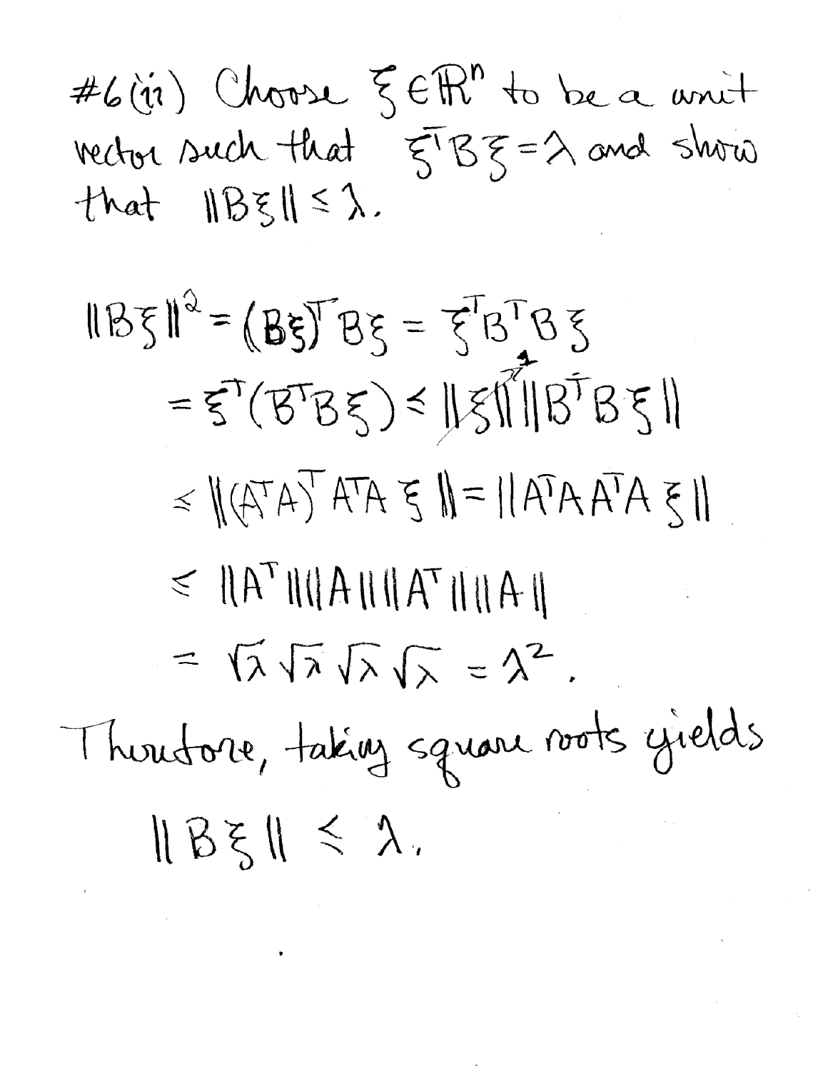#6 (ii) Choose $\xi \in \mathbb{R}^n$ to be a unit vector such that $\xi^T B \xi = \lambda$ and show that $\|B\xi\| \leq \lambda$.

$$\|B\xi\|^2 = (B\xi)^T B\xi = \xi^T B^T B \xi$$

$$= \xi^T (B^T B \xi) \leq \|\xi\| \|B^T B \xi\|$$

(with $\|\xi\| = 1$)

$$\leq \|(A^T A)^T A^T A \xi\| = \|A^T A A^T A \xi\|$$

$$\leq \|A^T\| \|A\| \|A^T\| \|A\|$$

$$= \sqrt{\lambda}\sqrt{\lambda}\sqrt{\lambda}\sqrt{\lambda} = \lambda^2.$$

Therefore, taking square roots yields

$$\|B\xi\| \leq \lambda.$$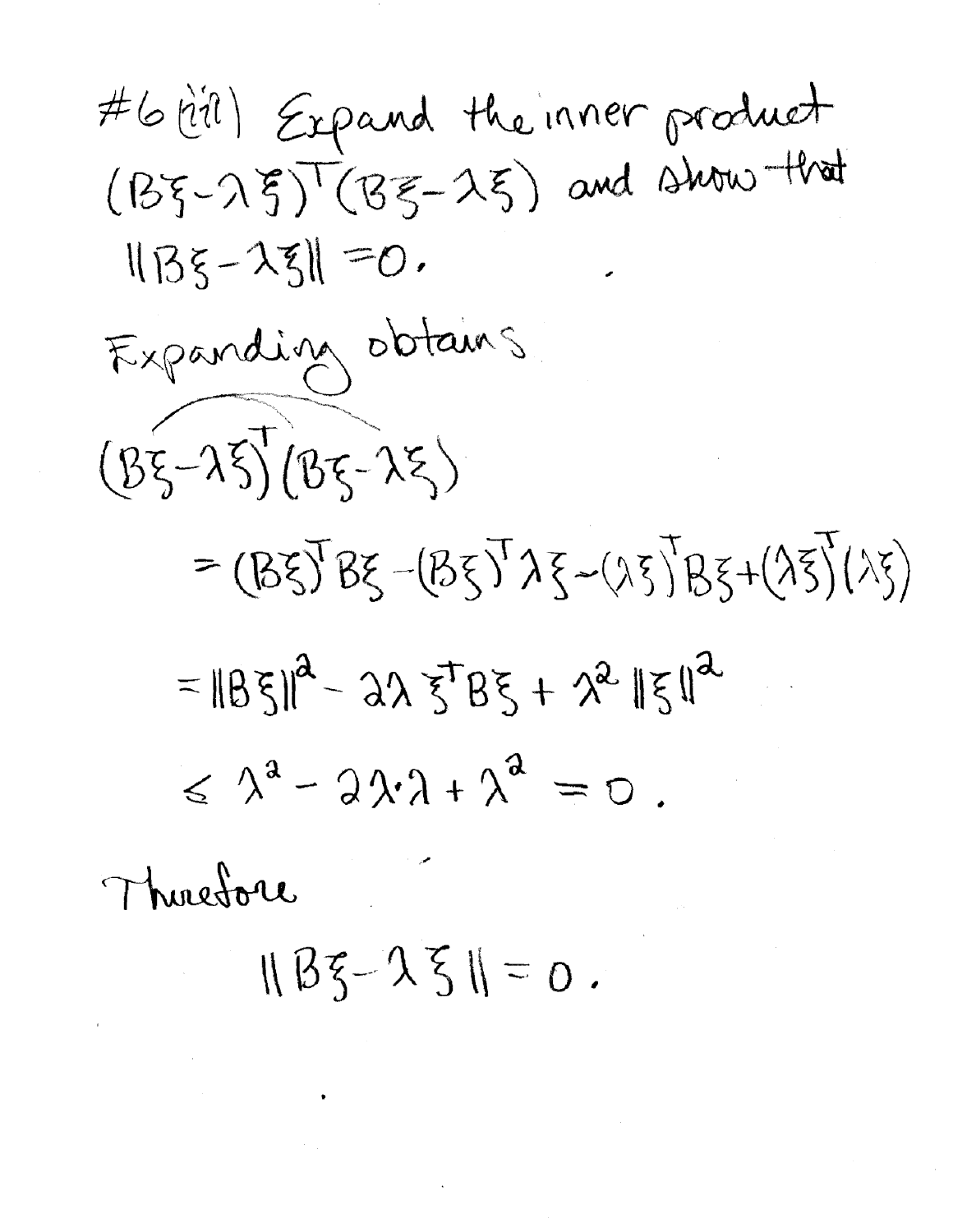#6 (iii) Expand the inner product $(B\xi - \lambda\xi)^T(B\xi - \lambda\xi)$ and show that $\|B\xi - \lambda\xi\| = 0$.

Expanding obtains

$$(B\xi - \lambda\xi)^T(B\xi - \lambda\xi)$$

$$= (B\xi)^T B\xi - (B\xi)^T \lambda\xi - (\lambda\xi)^T B\xi + (\lambda\xi)^T(\lambda\xi)$$

$$= \|B\xi\|^2 - 2\lambda\,\xi^T B\xi + \lambda^2\|\xi\|^2$$

$$\leq \lambda^2 - 2\lambda\cdot\lambda + \lambda^2 = 0.$$

Therefore

$$\|B\xi - \lambda\xi\| = 0.$$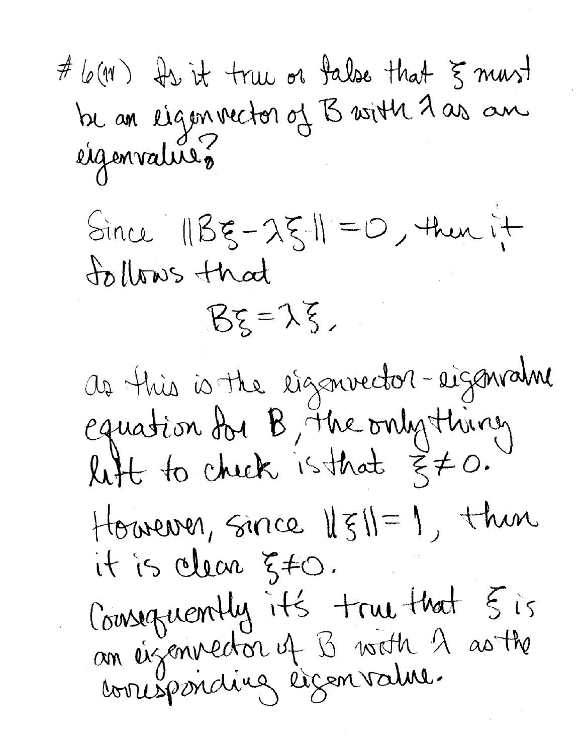#6(iv) Is it true or false that $\xi$ must be an eigenvector of $B$ with $\lambda$ as an eigenvalue?

Since $\|B\xi - \lambda\xi\| = 0$, then it follows that

$$B\xi = \lambda\xi.$$

As this is the eigenvector-eigenvalue equation for $B$, the only thing left to check is that $\xi \neq 0$.

However, since $\|\xi\| = 1$, then it is clear $\xi \neq 0$.

Consequently it's true that $\xi$ is an eigenvector of $B$ with $\lambda$ as the corresponding eigenvalue.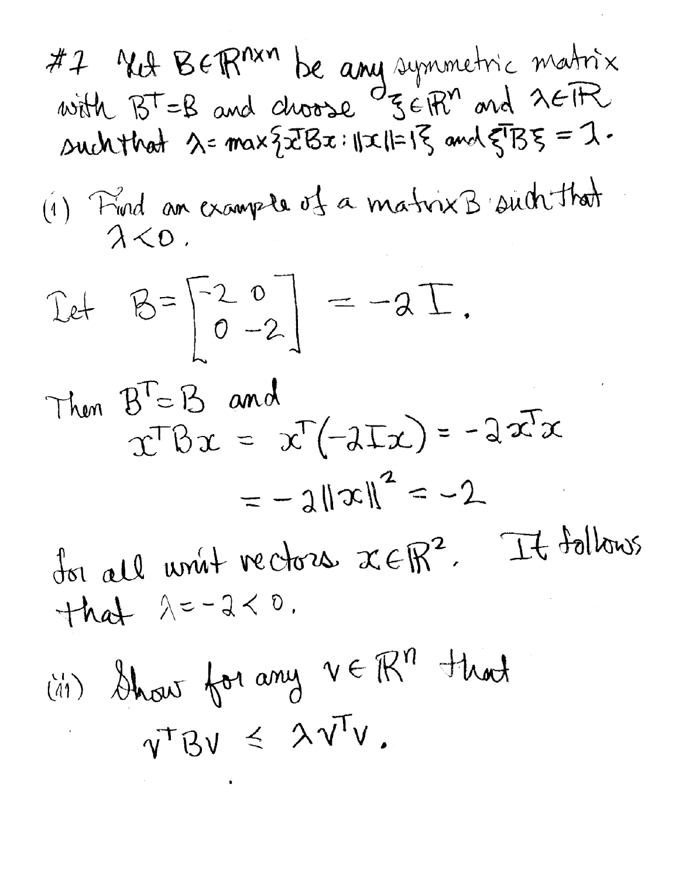#7 Let $B \in \mathbb{R}^{n \times n}$ be any symmetric matrix with $B^T = B$ and choose $\xi \in \mathbb{R}^n$ and $\lambda \in \mathbb{R}$ such that $\lambda = \max\{x^T B x : \|x\| = 1\}$ and $\xi^T B \xi = \lambda$.

(i) Find an example of a matrix $B$ such that $\lambda < 0$.

Let
$$B = \begin{bmatrix} -2 & 0 \\ 0 & -2 \end{bmatrix} = -2I.$$

Then $B^T = B$ and
$$x^T B x = x^T(-2Ix) = -2x^T x$$
$$= -2\|x\|^2 = -2$$

for all unit vectors $x \in \mathbb{R}^2$. It follows that $\lambda = -2 < 0$.

(ii) Show for any $v \in \mathbb{R}^n$ that
$$v^T B v \leq \lambda v^T v.$$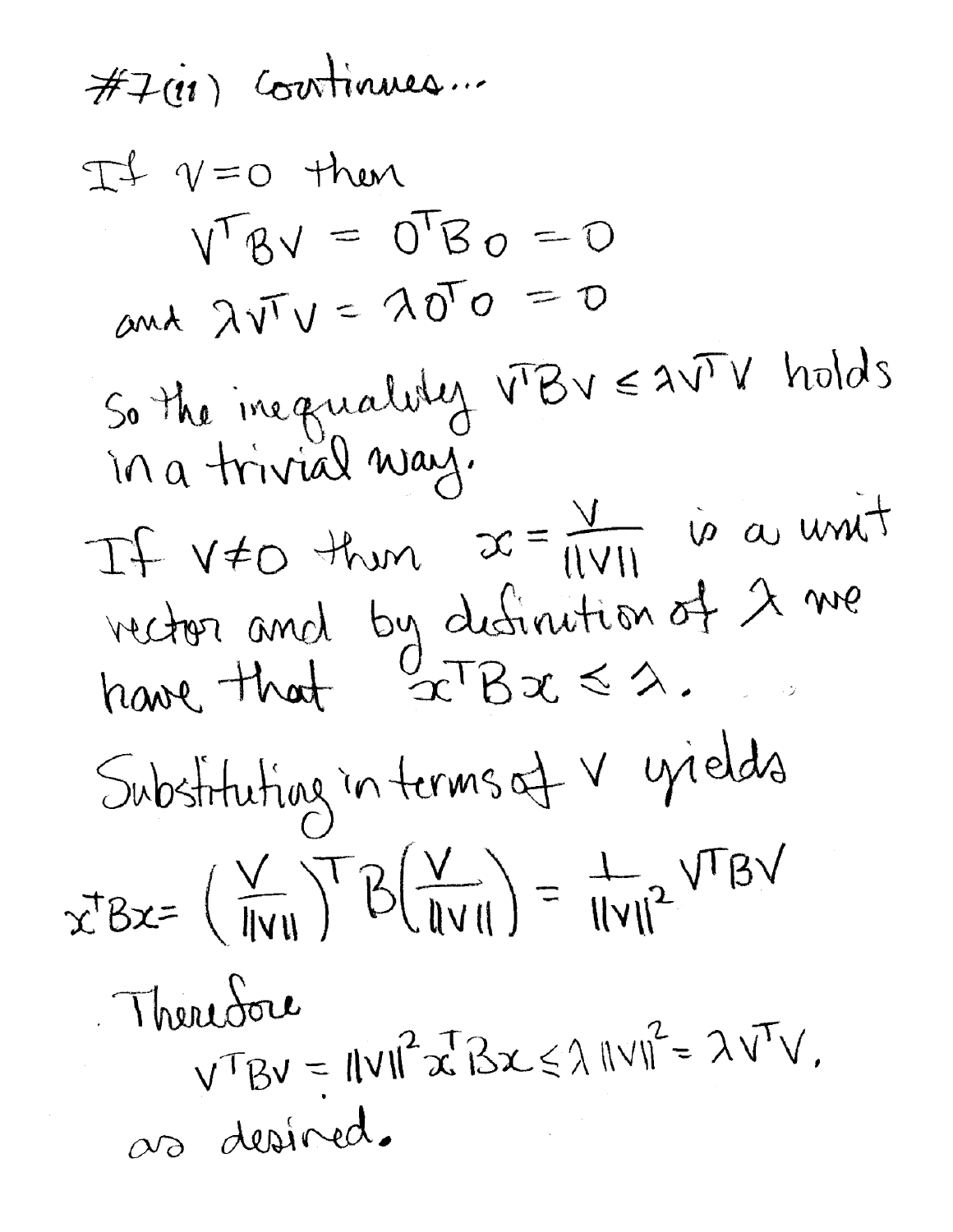#7(ii) continues...

If $v = 0$ then

$$v^T B v = 0^T B 0 = 0$$

and $\lambda v^T v = \lambda 0^T 0 = 0$

So the inequality $v^T B v \leq \lambda v^T v$ holds in a trivial way.

If $v \neq 0$ then $x = \frac{v}{\|v\|}$ is a unit vector and by definition of $\lambda$ we have that $x^T B x \leq \lambda$.

Substituting in terms of $v$ yields

$$x^T B x = \left(\frac{v}{\|v\|}\right)^T B \left(\frac{v}{\|v\|}\right) = \frac{1}{\|v\|^2} v^T B v$$

Therefore

$$v^T B v = \|v\|^2 x^T B x \leq \lambda \|v\|^2 = \lambda v^T v,$$

as desired.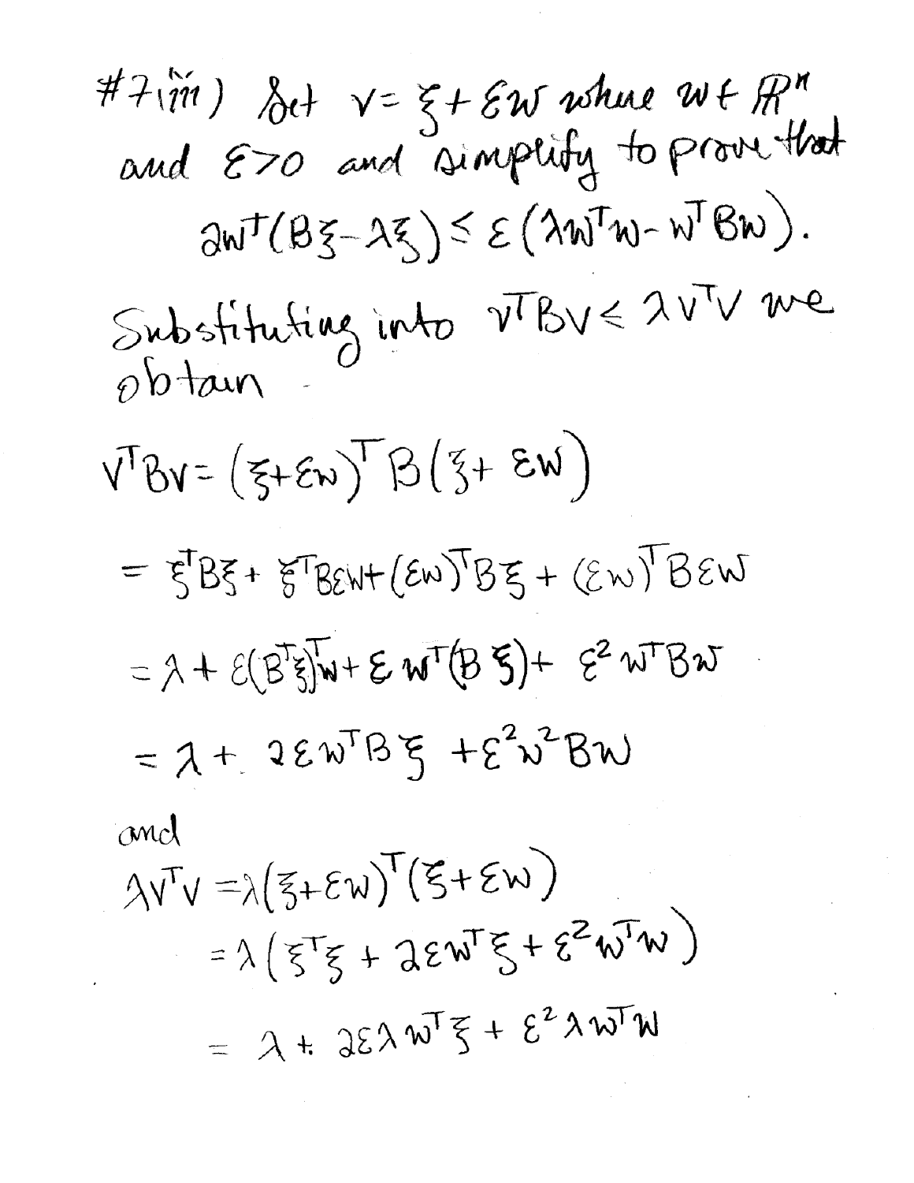#7 iii) Set $v = \xi + \varepsilon w$ where $w \in \mathbb{R}^n$ and $\varepsilon > 0$ and simplify to prove that

$$2w^T(B\xi - \lambda\xi) \leq \varepsilon(\lambda w^T w - w^T B w).$$

Substituting into $v^T B v \leq \lambda v^T v$ we obtain

$$v^T B v = (\xi + \varepsilon w)^T B (\xi + \varepsilon w)$$

$$= \xi^T B \xi + \xi^T B \varepsilon w + (\varepsilon w)^T B \xi + (\varepsilon w)^T B \varepsilon w$$

$$= \lambda + \varepsilon (B^T \xi)^T w + \varepsilon w^T (B\xi) + \varepsilon^2 w^T B w$$

$$= \lambda + 2\varepsilon w^T B \xi + \varepsilon^2 w^2 B w$$

and

$$\lambda v^T v = \lambda(\xi + \varepsilon w)^T(\xi + \varepsilon w)$$

$$= \lambda(\xi^T \xi + 2\varepsilon w^T \xi + \varepsilon^2 w^T w)$$

$$= \lambda + 2\varepsilon\lambda w^T \xi + \varepsilon^2 \lambda w^T w$$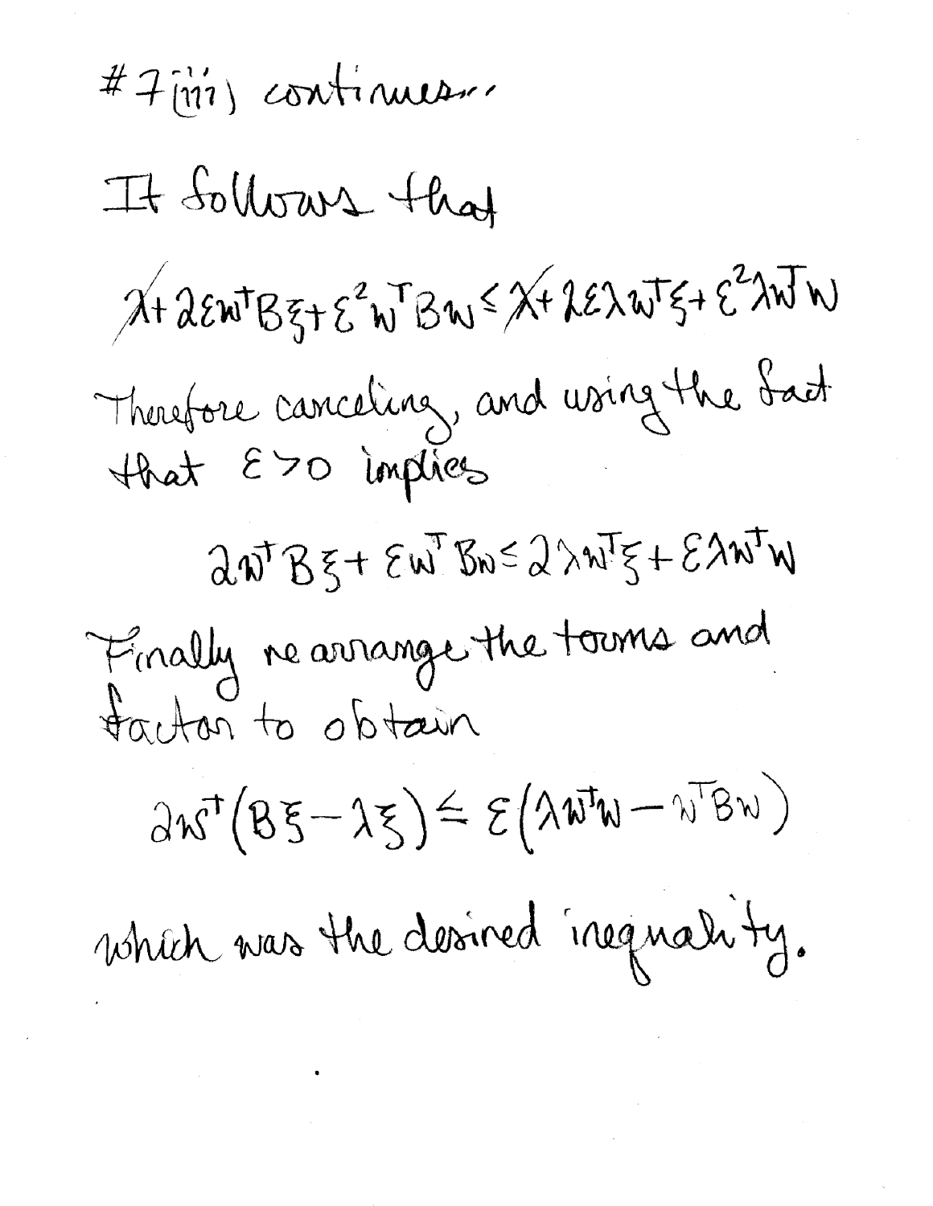#7 (iii) continues...

It follows that

$$\cancel{\lambda} + 2\varepsilon w^T B \xi + \varepsilon^2 w^T B w \leq \cancel{\lambda} + 2\varepsilon \lambda w^T \xi + \varepsilon^2 \lambda w^T w$$

Therefore canceling, and using the fact that $\varepsilon > 0$ implies

$$2 w^T B \xi + \varepsilon w^T B w \leq 2 \lambda w^T \xi + \varepsilon \lambda w^T w$$

Finally rearrange the terms and factor to obtain

$$2 w^T (B\xi - \lambda \xi) \leq \varepsilon (\lambda w^T w - w^T B w)$$

which was the desired inequality.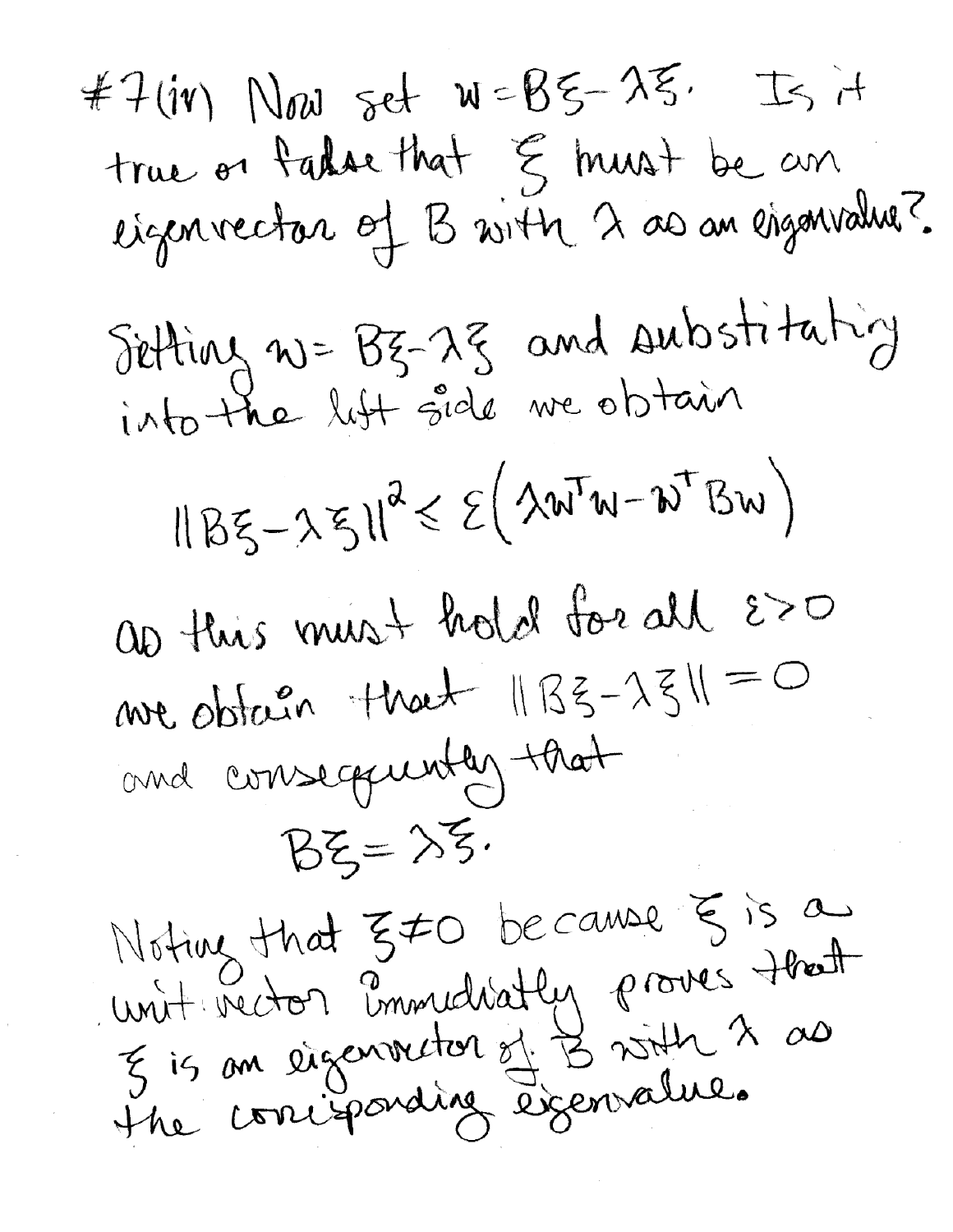#7(iv) Now set $w = B\xi - \lambda\xi$. Is it true or false that $\xi$ must be an eigenvector of $B$ with $\lambda$ as an eigenvalue?

Setting $w = B\xi - \lambda\xi$ and substitating into the left side we obtain

$$\|B\xi - \lambda\xi\|^2 \leq \varepsilon\left(\lambda w^T w - w^T B w\right)$$

as this must hold for all $\varepsilon > 0$ we obtain that $\|B\xi - \lambda\xi\| = 0$ and consequently that

$$B\xi = \lambda\xi.$$

Noting that $\xi \neq 0$ because $\xi$ is a unit vector immediatly proves that $\xi$ is an eigenvector of $B$ with $\lambda$ as the corresponding eigenvalue.